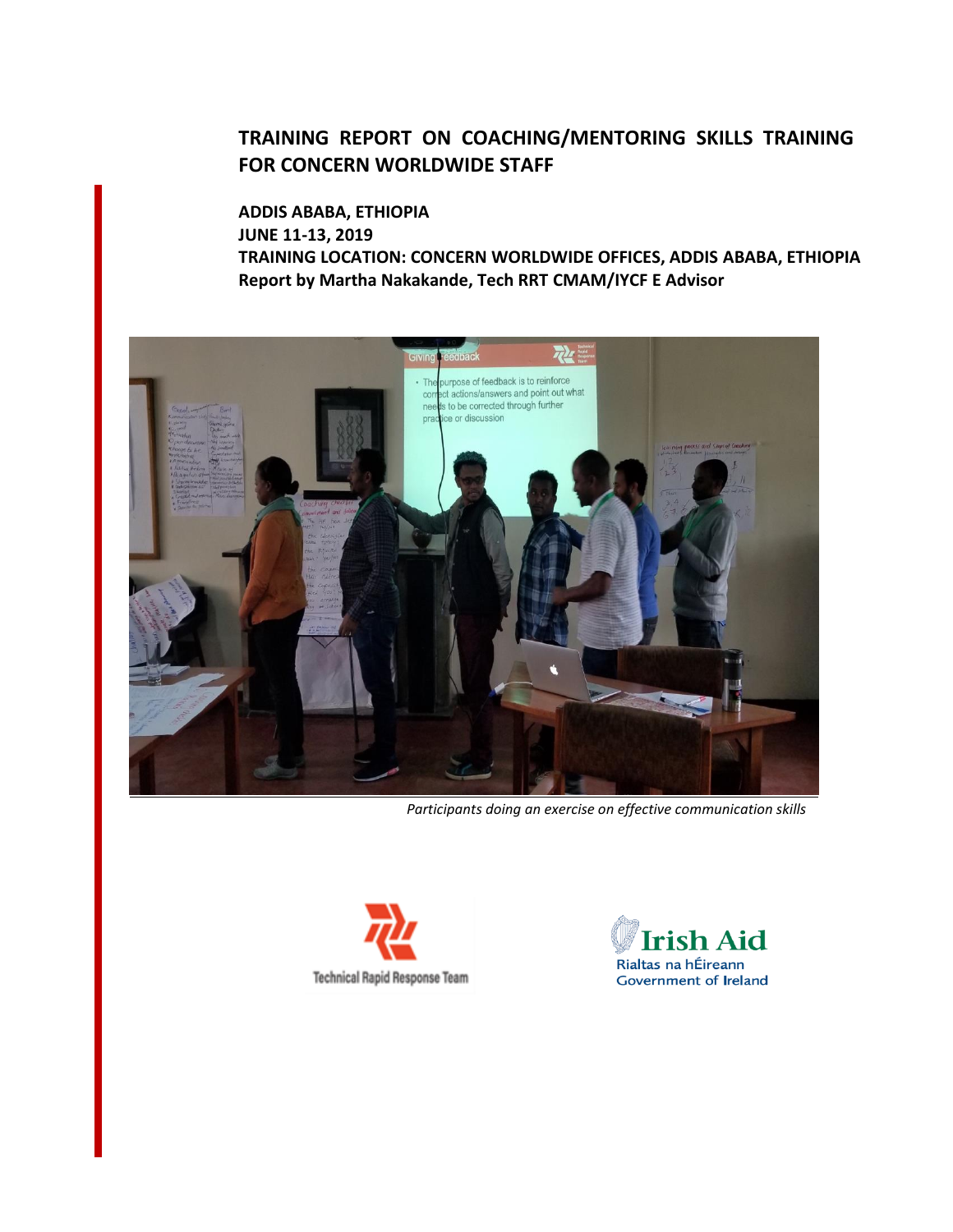# TRAINING REPORT ON COACHING/MENTORING SKILLS TRAINING FOR CONCERN WORLDWIDE STAFF

**ADDIS ABABA, ETHIOPIA**
**JUNE 11-13, 2019**
**TRAINING LOCATION: CONCERN WORLDWIDE OFFICES, ADDIS ABABA, ETHIOPIA**
**Report by Martha Nakakande, Tech RRT CMAM/IYCF E Advisor**

*Participants doing an exercise on effective communication skills*

Technical Rapid Response Team

Irish Aid
Rialtas na hÉireann
Government of Ireland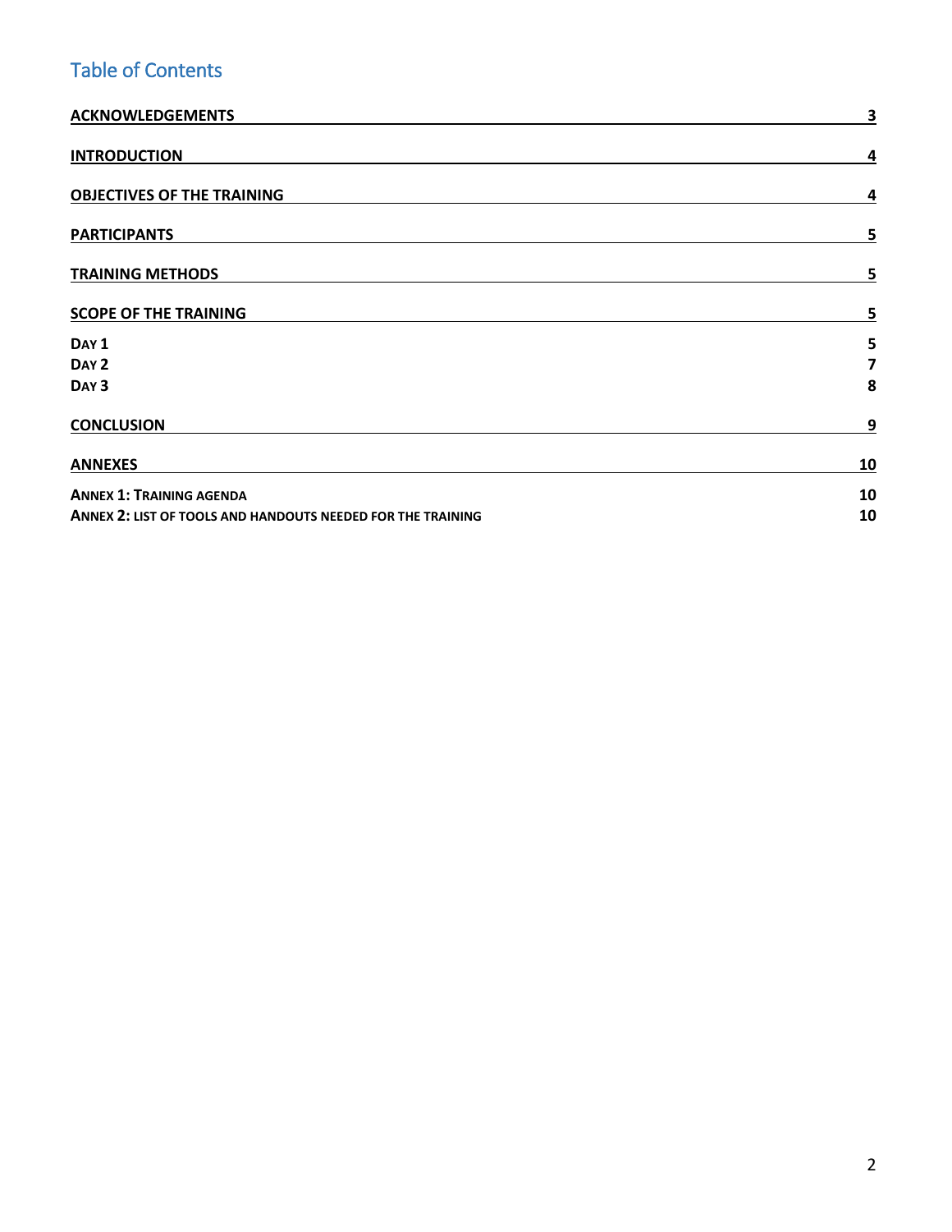## Table of Contents

| | |
|---|---|
| **ACKNOWLEDGEMENTS** | **3** |
| **INTRODUCTION** | **4** |
| **OBJECTIVES OF THE TRAINING** | **4** |
| **PARTICIPANTS** | **5** |
| **TRAINING METHODS** | **5** |
| **SCOPE OF THE TRAINING** | **5** |
| **DAY 1** | **5** |
| **DAY 2** | **7** |
| **DAY 3** | **8** |
| **CONCLUSION** | **9** |
| **ANNEXES** | **10** |
| **ANNEX 1: TRAINING AGENDA** | **10** |
| **ANNEX 2: LIST OF TOOLS AND HANDOUTS NEEDED FOR THE TRAINING** | **10** |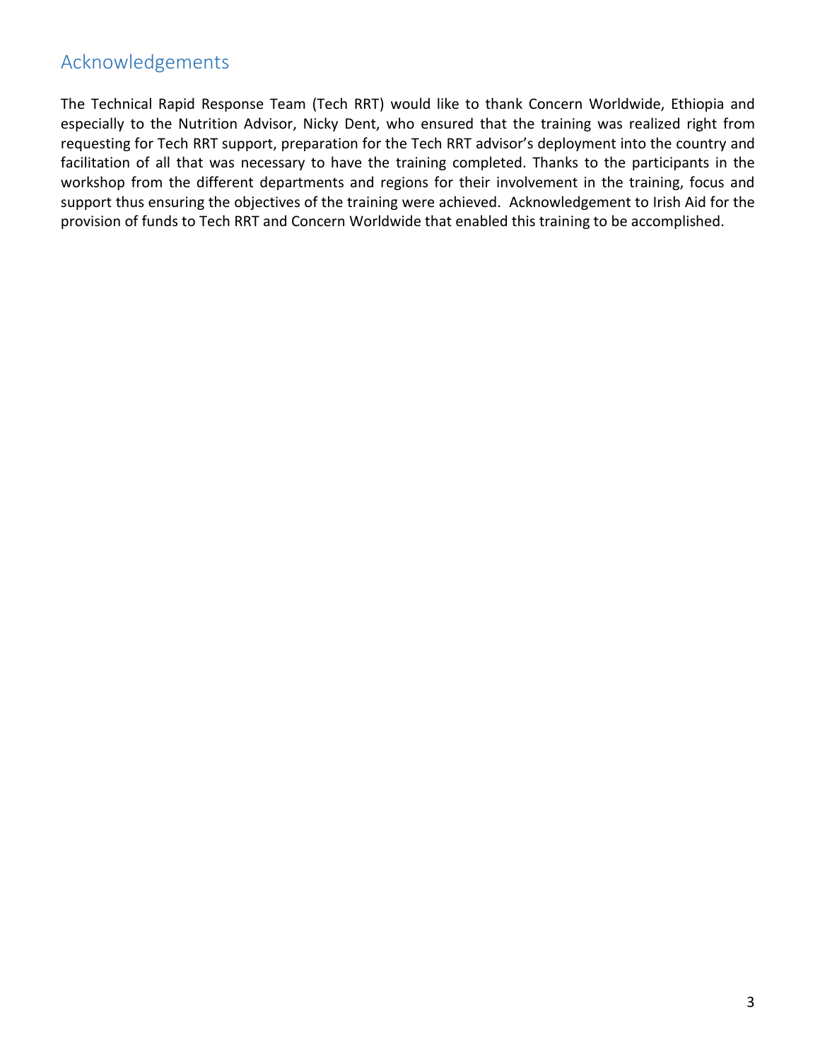## Acknowledgements

The Technical Rapid Response Team (Tech RRT) would like to thank Concern Worldwide, Ethiopia and especially to the Nutrition Advisor, Nicky Dent, who ensured that the training was realized right from requesting for Tech RRT support, preparation for the Tech RRT advisor's deployment into the country and facilitation of all that was necessary to have the training completed. Thanks to the participants in the workshop from the different departments and regions for their involvement in the training, focus and support thus ensuring the objectives of the training were achieved. Acknowledgement to Irish Aid for the provision of funds to Tech RRT and Concern Worldwide that enabled this training to be accomplished.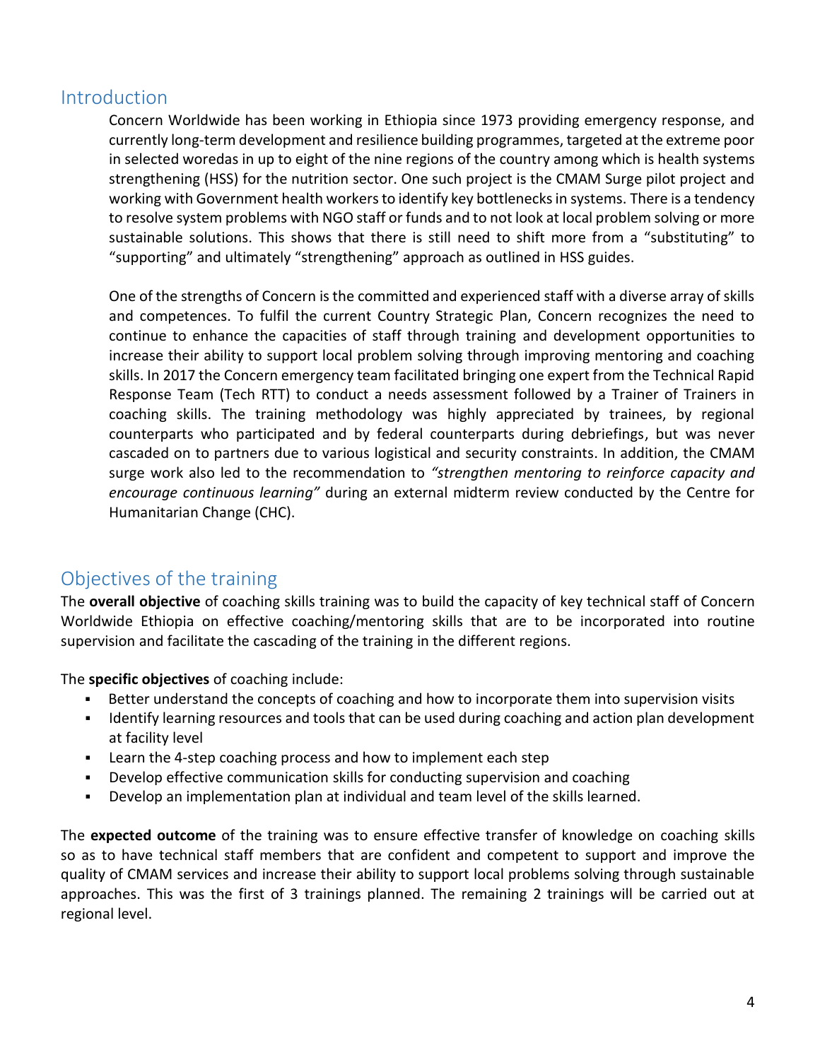## Introduction

Concern Worldwide has been working in Ethiopia since 1973 providing emergency response, and currently long-term development and resilience building programmes, targeted at the extreme poor in selected woredas in up to eight of the nine regions of the country among which is health systems strengthening (HSS) for the nutrition sector. One such project is the CMAM Surge pilot project and working with Government health workers to identify key bottlenecks in systems. There is a tendency to resolve system problems with NGO staff or funds and to not look at local problem solving or more sustainable solutions. This shows that there is still need to shift more from a "substituting" to "supporting" and ultimately "strengthening" approach as outlined in HSS guides.

One of the strengths of Concern is the committed and experienced staff with a diverse array of skills and competences. To fulfil the current Country Strategic Plan, Concern recognizes the need to continue to enhance the capacities of staff through training and development opportunities to increase their ability to support local problem solving through improving mentoring and coaching skills. In 2017 the Concern emergency team facilitated bringing one expert from the Technical Rapid Response Team (Tech RTT) to conduct a needs assessment followed by a Trainer of Trainers in coaching skills. The training methodology was highly appreciated by trainees, by regional counterparts who participated and by federal counterparts during debriefings, but was never cascaded on to partners due to various logistical and security constraints. In addition, the CMAM surge work also led to the recommendation to *"strengthen mentoring to reinforce capacity and encourage continuous learning"* during an external midterm review conducted by the Centre for Humanitarian Change (CHC).

## Objectives of the training

The **overall objective** of coaching skills training was to build the capacity of key technical staff of Concern Worldwide Ethiopia on effective coaching/mentoring skills that are to be incorporated into routine supervision and facilitate the cascading of the training in the different regions.

The **specific objectives** of coaching include:

- Better understand the concepts of coaching and how to incorporate them into supervision visits
- Identify learning resources and tools that can be used during coaching and action plan development at facility level
- Learn the 4-step coaching process and how to implement each step
- Develop effective communication skills for conducting supervision and coaching
- Develop an implementation plan at individual and team level of the skills learned.

The **expected outcome** of the training was to ensure effective transfer of knowledge on coaching skills so as to have technical staff members that are confident and competent to support and improve the quality of CMAM services and increase their ability to support local problems solving through sustainable approaches. This was the first of 3 trainings planned. The remaining 2 trainings will be carried out at regional level.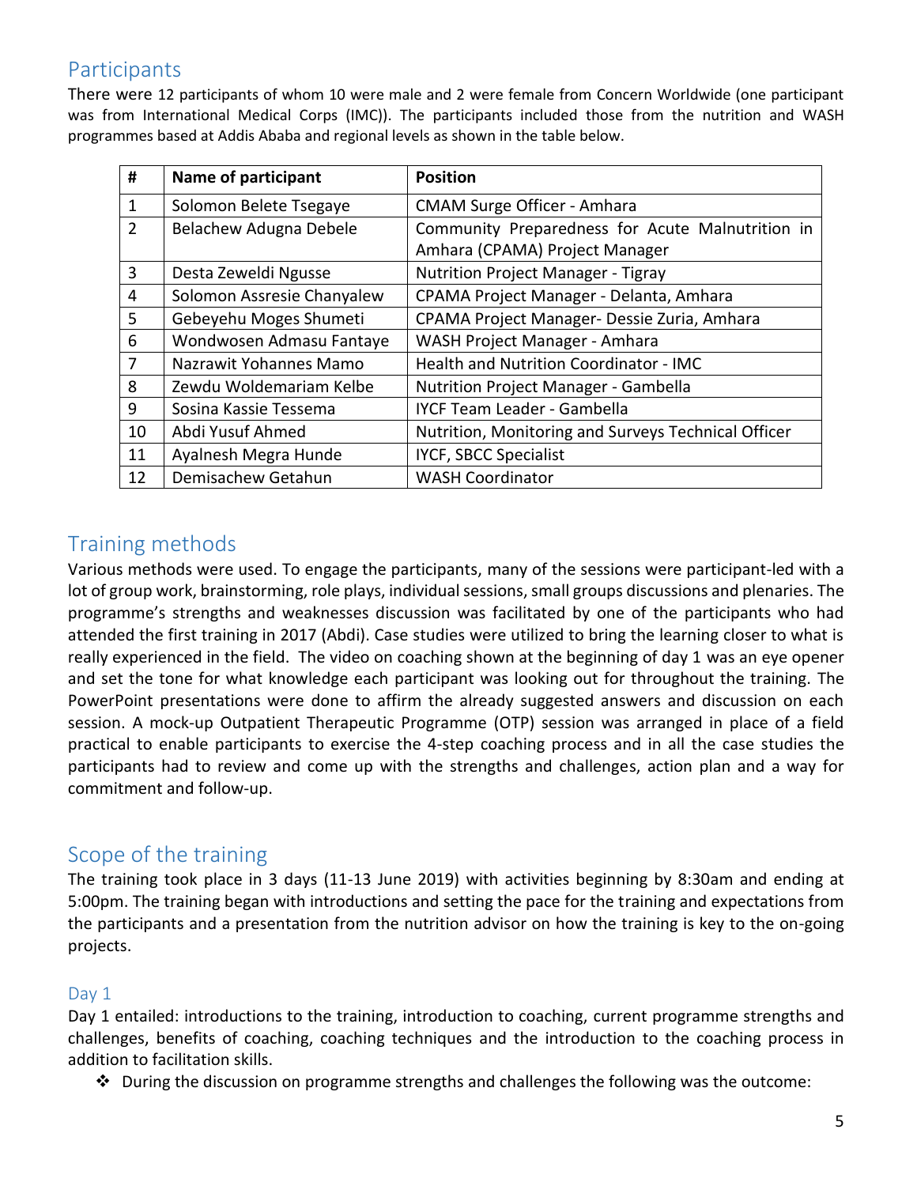## Participants

There were 12 participants of whom 10 were male and 2 were female from Concern Worldwide (one participant was from International Medical Corps (IMC)). The participants included those from the nutrition and WASH programmes based at Addis Ababa and regional levels as shown in the table below.

| # | Name of participant | Position |
|---|---|---|
| 1 | Solomon Belete Tsegaye | CMAM Surge Officer - Amhara |
| 2 | Belachew Adugna Debele | Community Preparedness for Acute Malnutrition in Amhara (CPAMA) Project Manager |
| 3 | Desta Zeweldi Ngusse | Nutrition Project Manager - Tigray |
| 4 | Solomon Assresie Chanyalew | CPAMA Project Manager - Delanta, Amhara |
| 5 | Gebeyehu Moges Shumeti | CPAMA Project Manager- Dessie Zuria, Amhara |
| 6 | Wondwosen Admasu Fantaye | WASH Project Manager - Amhara |
| 7 | Nazrawit Yohannes Mamo | Health and Nutrition Coordinator - IMC |
| 8 | Zewdu Woldemariam Kelbe | Nutrition Project Manager - Gambella |
| 9 | Sosina Kassie Tessema | IYCF Team Leader - Gambella |
| 10 | Abdi Yusuf Ahmed | Nutrition, Monitoring and Surveys Technical Officer |
| 11 | Ayalnesh Megra Hunde | IYCF, SBCC Specialist |
| 12 | Demisachew Getahun | WASH Coordinator |

## Training methods

Various methods were used. To engage the participants, many of the sessions were participant-led with a lot of group work, brainstorming, role plays, individual sessions, small groups discussions and plenaries. The programme's strengths and weaknesses discussion was facilitated by one of the participants who had attended the first training in 2017 (Abdi). Case studies were utilized to bring the learning closer to what is really experienced in the field. The video on coaching shown at the beginning of day 1 was an eye opener and set the tone for what knowledge each participant was looking out for throughout the training. The PowerPoint presentations were done to affirm the already suggested answers and discussion on each session. A mock-up Outpatient Therapeutic Programme (OTP) session was arranged in place of a field practical to enable participants to exercise the 4-step coaching process and in all the case studies the participants had to review and come up with the strengths and challenges, action plan and a way for commitment and follow-up.

## Scope of the training

The training took place in 3 days (11-13 June 2019) with activities beginning by 8:30am and ending at 5:00pm. The training began with introductions and setting the pace for the training and expectations from the participants and a presentation from the nutrition advisor on how the training is key to the on-going projects.

### Day 1

Day 1 entailed: introductions to the training, introduction to coaching, current programme strengths and challenges, benefits of coaching, coaching techniques and the introduction to the coaching process in addition to facilitation skills.

- During the discussion on programme strengths and challenges the following was the outcome: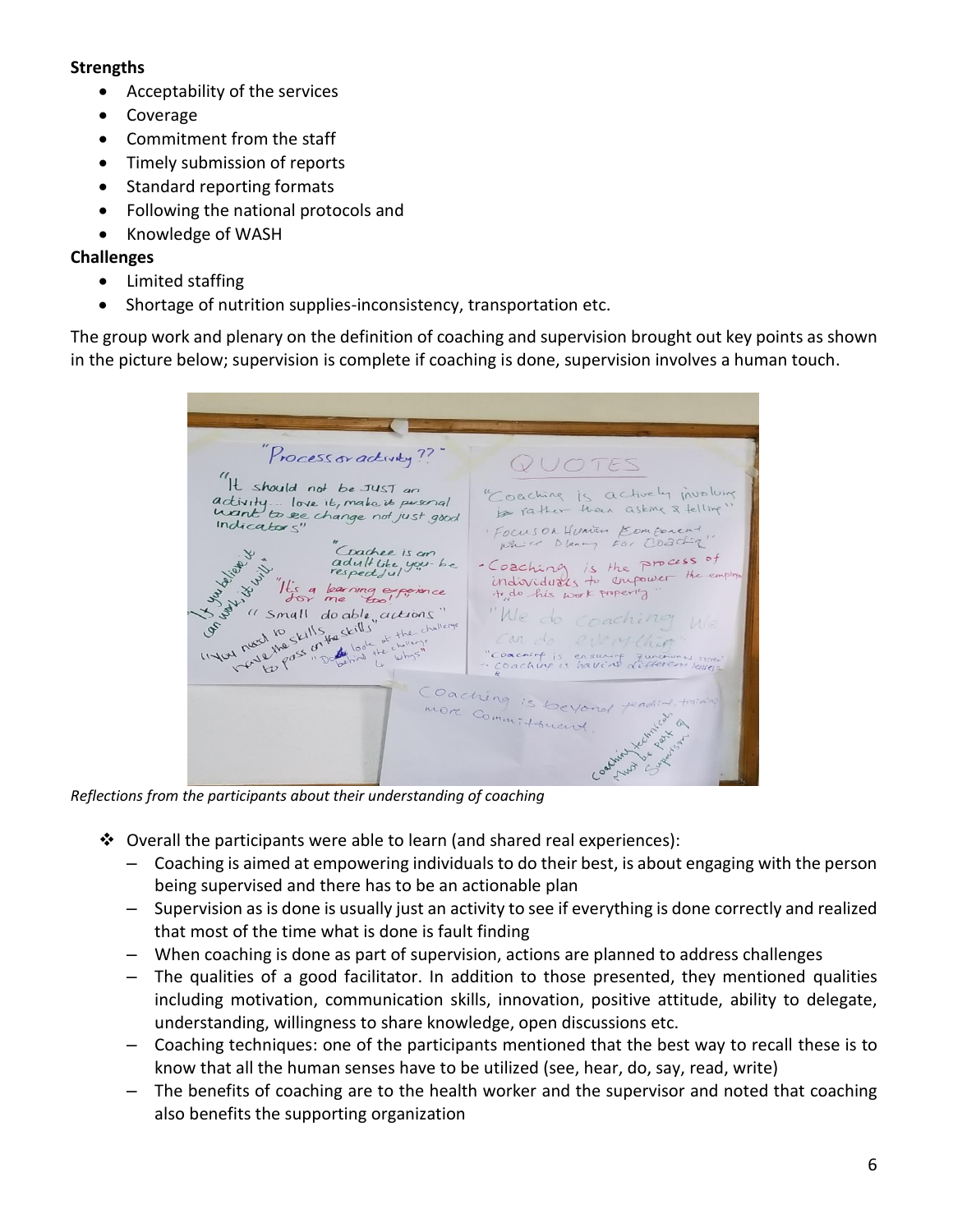**Strengths**

- Acceptability of the services
- Coverage
- Commitment from the staff
- Timely submission of reports
- Standard reporting formats
- Following the national protocols and
- Knowledge of WASH

**Challenges**

- Limited staffing
- Shortage of nutrition supplies-inconsistency, transportation etc.

The group work and plenary on the definition of coaching and supervision brought out key points as shown in the picture below; supervision is complete if coaching is done, supervision involves a human touch.

*Reflections from the participants about their understanding of coaching*

- Overall the participants were able to learn (and shared real experiences):
  - Coaching is aimed at empowering individuals to do their best, is about engaging with the person being supervised and there has to be an actionable plan
  - Supervision as is done is usually just an activity to see if everything is done correctly and realized that most of the time what is done is fault finding
  - When coaching is done as part of supervision, actions are planned to address challenges
  - The qualities of a good facilitator. In addition to those presented, they mentioned qualities including motivation, communication skills, innovation, positive attitude, ability to delegate, understanding, willingness to share knowledge, open discussions etc.
  - Coaching techniques: one of the participants mentioned that the best way to recall these is to know that all the human senses have to be utilized (see, hear, do, say, read, write)
  - The benefits of coaching are to the health worker and the supervisor and noted that coaching also benefits the supporting organization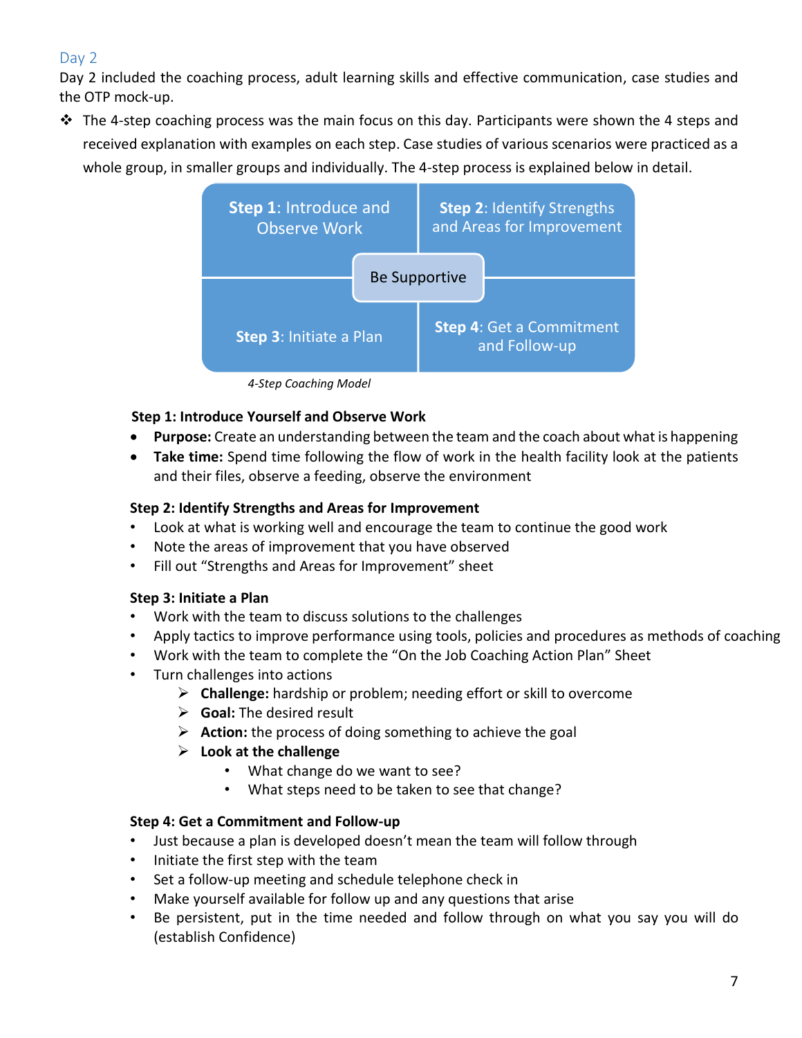## Day 2

Day 2 included the coaching process, adult learning skills and effective communication, case studies and the OTP mock-up.

- The 4-step coaching process was the main focus on this day. Participants were shown the 4 steps and received explanation with examples on each step. Case studies of various scenarios were practiced as a whole group, in smaller groups and individually. The 4-step process is explained below in detail.

| **Step 1**: Introduce and Observe Work | **Step 2**: Identify Strengths and Areas for Improvement |
|---|---|
| **Step 3**: Initiate a Plan | **Step 4**: Get a Commitment and Follow-up |

Be Supportive

*4-Step Coaching Model*

**Step 1: Introduce Yourself and Observe Work**

- **Purpose:** Create an understanding between the team and the coach about what is happening
- **Take time:** Spend time following the flow of work in the health facility look at the patients and their files, observe a feeding, observe the environment

**Step 2: Identify Strengths and Areas for Improvement**

- Look at what is working well and encourage the team to continue the good work
- Note the areas of improvement that you have observed
- Fill out "Strengths and Areas for Improvement" sheet

**Step 3: Initiate a Plan**

- Work with the team to discuss solutions to the challenges
- Apply tactics to improve performance using tools, policies and procedures as methods of coaching
- Work with the team to complete the "On the Job Coaching Action Plan" Sheet
- Turn challenges into actions
  - **Challenge:** hardship or problem; needing effort or skill to overcome
  - **Goal:** The desired result
  - **Action:** the process of doing something to achieve the goal
  - **Look at the challenge**
    - What change do we want to see?
    - What steps need to be taken to see that change?

**Step 4: Get a Commitment and Follow-up**

- Just because a plan is developed doesn't mean the team will follow through
- Initiate the first step with the team
- Set a follow-up meeting and schedule telephone check in
- Make yourself available for follow up and any questions that arise
- Be persistent, put in the time needed and follow through on what you say you will do (establish Confidence)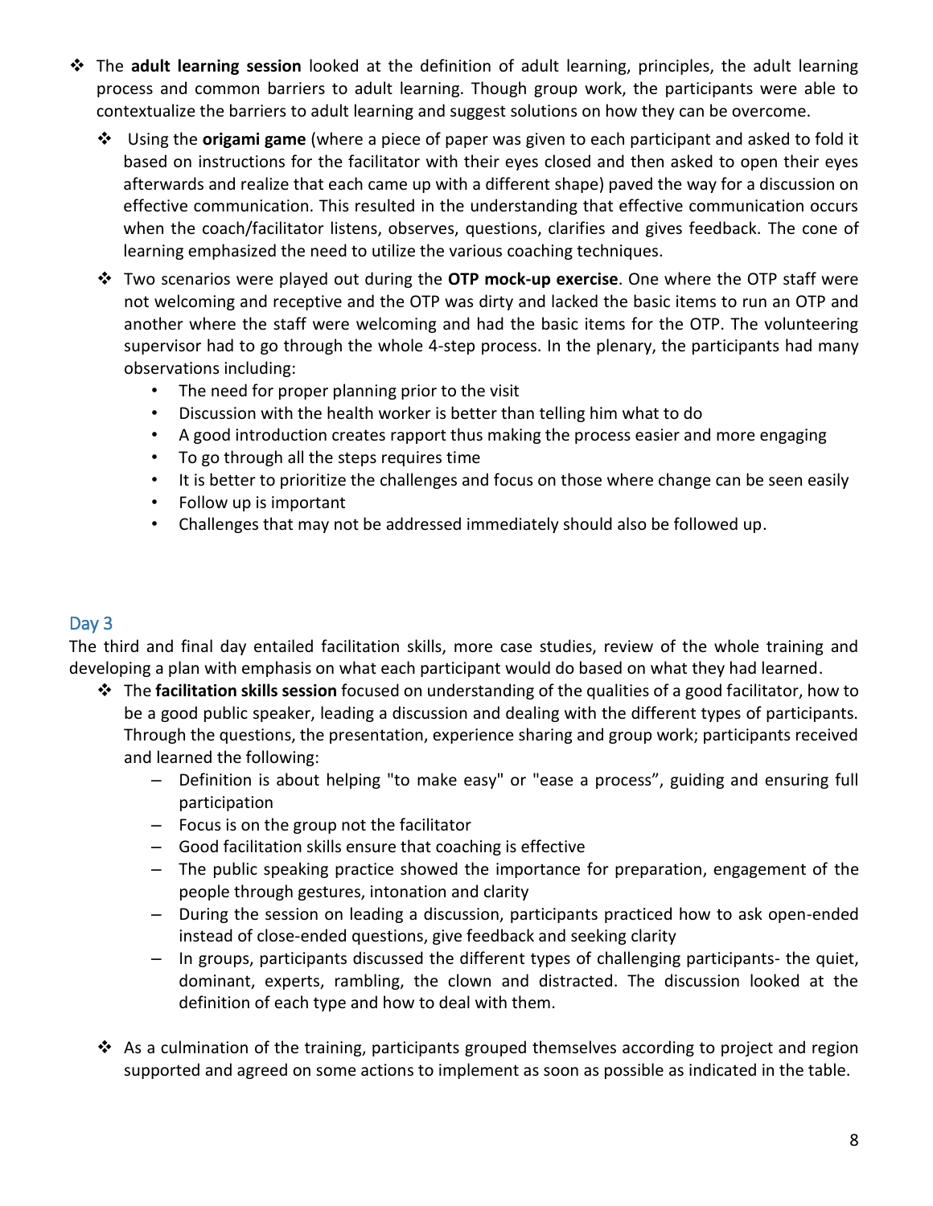- The **adult learning session** looked at the definition of adult learning, principles, the adult learning process and common barriers to adult learning. Though group work, the participants were able to contextualize the barriers to adult learning and suggest solutions on how they can be overcome.
  - Using the **origami game** (where a piece of paper was given to each participant and asked to fold it based on instructions for the facilitator with their eyes closed and then asked to open their eyes afterwards and realize that each came up with a different shape) paved the way for a discussion on effective communication. This resulted in the understanding that effective communication occurs when the coach/facilitator listens, observes, questions, clarifies and gives feedback. The cone of learning emphasized the need to utilize the various coaching techniques.
  - Two scenarios were played out during the **OTP mock-up exercise**. One where the OTP staff were not welcoming and receptive and the OTP was dirty and lacked the basic items to run an OTP and another where the staff were welcoming and had the basic items for the OTP. The volunteering supervisor had to go through the whole 4-step process. In the plenary, the participants had many observations including:
    - The need for proper planning prior to the visit
    - Discussion with the health worker is better than telling him what to do
    - A good introduction creates rapport thus making the process easier and more engaging
    - To go through all the steps requires time
    - It is better to prioritize the challenges and focus on those where change can be seen easily
    - Follow up is important
    - Challenges that may not be addressed immediately should also be followed up.

## Day 3

The third and final day entailed facilitation skills, more case studies, review of the whole training and developing a plan with emphasis on what each participant would do based on what they had learned.

- The **facilitation skills session** focused on understanding of the qualities of a good facilitator, how to be a good public speaker, leading a discussion and dealing with the different types of participants. Through the questions, the presentation, experience sharing and group work; participants received and learned the following:
  - Definition is about helping "to make easy" or "ease a process", guiding and ensuring full participation
  - Focus is on the group not the facilitator
  - Good facilitation skills ensure that coaching is effective
  - The public speaking practice showed the importance for preparation, engagement of the people through gestures, intonation and clarity
  - During the session on leading a discussion, participants practiced how to ask open-ended instead of close-ended questions, give feedback and seeking clarity
  - In groups, participants discussed the different types of challenging participants- the quiet, dominant, experts, rambling, the clown and distracted. The discussion looked at the definition of each type and how to deal with them.

- As a culmination of the training, participants grouped themselves according to project and region supported and agreed on some actions to implement as soon as possible as indicated in the table.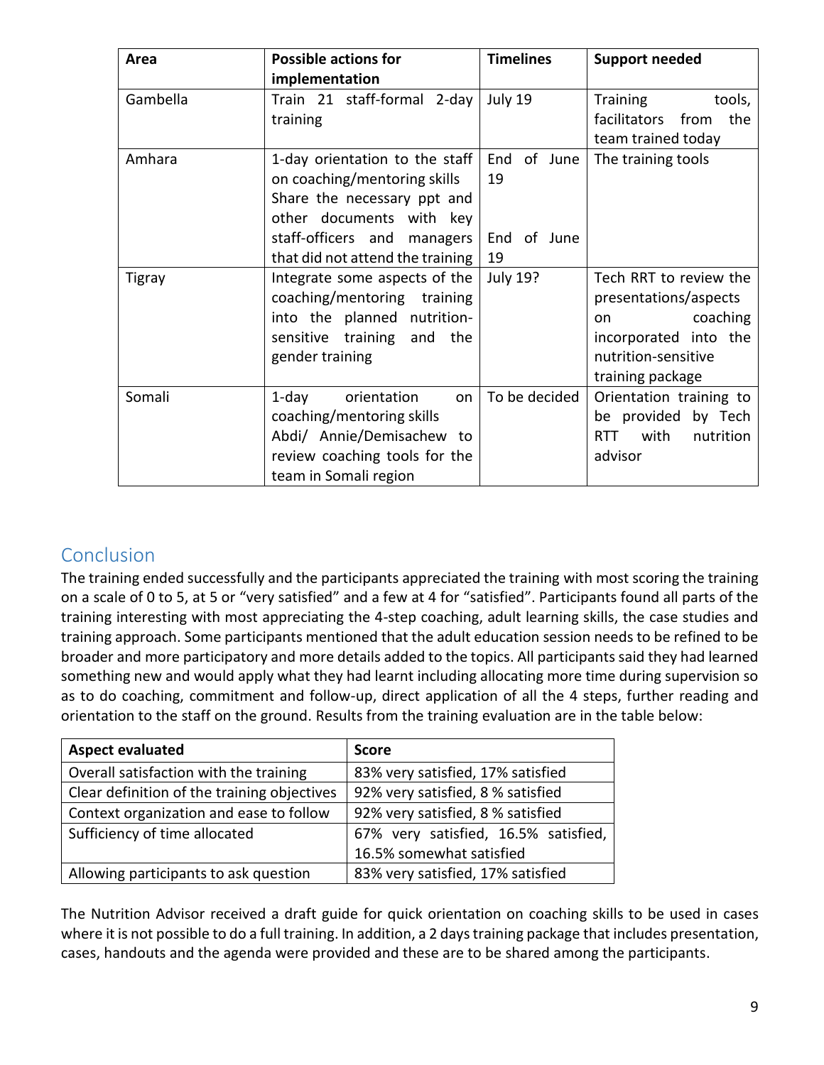| Area | Possible actions for implementation | Timelines | Support needed |
|---|---|---|---|
| Gambella | Train 21 staff-formal 2-day training | July 19 | Training tools, facilitators from the team trained today |
| Amhara | 1-day orientation to the staff on coaching/mentoring skills<br>Share the necessary ppt and other documents with key staff-officers and managers that did not attend the training | End of June 19<br><br>End of June 19 | The training tools |
| Tigray | Integrate some aspects of the coaching/mentoring training into the planned nutrition-sensitive training and the gender training | July 19? | Tech RRT to review the presentations/aspects on coaching incorporated into the nutrition-sensitive training package |
| Somali | 1-day orientation on coaching/mentoring skills<br>Abdi/ Annie/Demisachew to review coaching tools for the team in Somali region | To be decided | Orientation training to be provided by Tech RRT with nutrition advisor |

## Conclusion

The training ended successfully and the participants appreciated the training with most scoring the training on a scale of 0 to 5, at 5 or "very satisfied" and a few at 4 for "satisfied". Participants found all parts of the training interesting with most appreciating the 4-step coaching, adult learning skills, the case studies and training approach. Some participants mentioned that the adult education session needs to be refined to be broader and more participatory and more details added to the topics. All participants said they had learned something new and would apply what they had learnt including allocating more time during supervision so as to do coaching, commitment and follow-up, direct application of all the 4 steps, further reading and orientation to the staff on the ground. Results from the training evaluation are in the table below:

| Aspect evaluated | Score |
|---|---|
| Overall satisfaction with the training | 83% very satisfied, 17% satisfied |
| Clear definition of the training objectives | 92% very satisfied, 8 % satisfied |
| Context organization and ease to follow | 92% very satisfied, 8 % satisfied |
| Sufficiency of time allocated | 67% very satisfied, 16.5% satisfied, 16.5% somewhat satisfied |
| Allowing participants to ask question | 83% very satisfied, 17% satisfied |

The Nutrition Advisor received a draft guide for quick orientation on coaching skills to be used in cases where it is not possible to do a full training. In addition, a 2 days training package that includes presentation, cases, handouts and the agenda were provided and these are to be shared among the participants.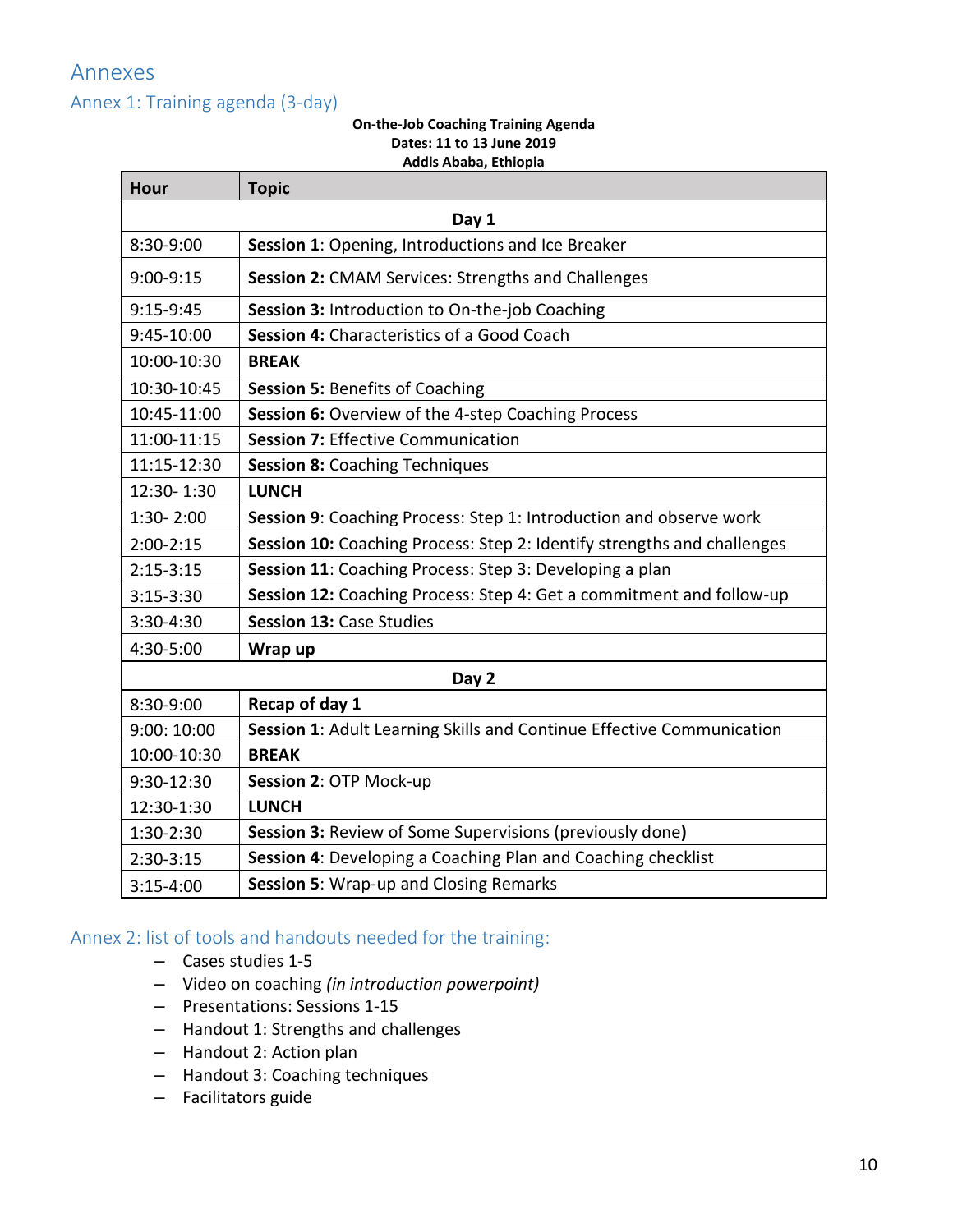# Annexes

## Annex 1: Training agenda (3-day)

**On-the-Job Coaching Training Agenda**
**Dates: 11 to 13 June 2019**
**Addis Ababa, Ethiopia**

| Hour | Topic |
|---|---|
| | **Day 1** |
| 8:30-9:00 | **Session 1**: Opening, Introductions and Ice Breaker |
| 9:00-9:15 | **Session 2:** CMAM Services: Strengths and Challenges |
| 9:15-9:45 | **Session 3:** Introduction to On-the-job Coaching |
| 9:45-10:00 | **Session 4:** Characteristics of a Good Coach |
| 10:00-10:30 | **BREAK** |
| 10:30-10:45 | **Session 5:** Benefits of Coaching |
| 10:45-11:00 | **Session 6:** Overview of the 4-step Coaching Process |
| 11:00-11:15 | **Session 7:** Effective Communication |
| 11:15-12:30 | **Session 8:** Coaching Techniques |
| 12:30- 1:30 | **LUNCH** |
| 1:30- 2:00 | **Session 9**: Coaching Process: Step 1: Introduction and observe work |
| 2:00-2:15 | **Session 10:** Coaching Process: Step 2: Identify strengths and challenges |
| 2:15-3:15 | **Session 11**: Coaching Process: Step 3: Developing a plan |
| 3:15-3:30 | **Session 12:** Coaching Process: Step 4: Get a commitment and follow-up |
| 3:30-4:30 | **Session 13:** Case Studies |
| 4:30-5:00 | **Wrap up** |
| | **Day 2** |
| 8:30-9:00 | **Recap of day 1** |
| 9:00: 10:00 | **Session 1**: Adult Learning Skills and Continue Effective Communication |
| 10:00-10:30 | **BREAK** |
| 9:30-12:30 | **Session 2**: OTP Mock-up |
| 12:30-1:30 | **LUNCH** |
| 1:30-2:30 | **Session 3:** Review of Some Supervisions (previously done**)** |
| 2:30-3:15 | **Session 4**: Developing a Coaching Plan and Coaching checklist |
| 3:15-4:00 | **Session 5**: Wrap-up and Closing Remarks |

## Annex 2: list of tools and handouts needed for the training:

- Cases studies 1-5
- Video on coaching *(in introduction powerpoint)*
- Presentations: Sessions 1-15
- Handout 1: Strengths and challenges
- Handout 2: Action plan
- Handout 3: Coaching techniques
- Facilitators guide